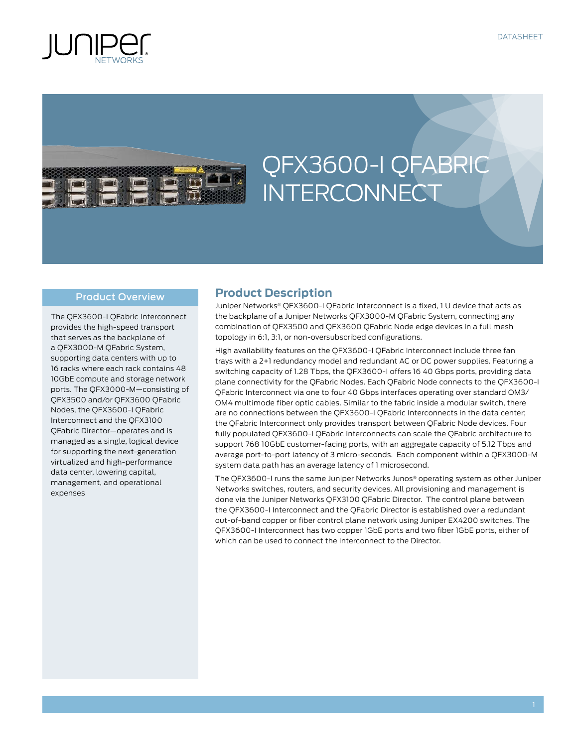DATASHEET

# QFX3600-I QFABRIC INTERCONNECT

## Product Overview

The QFX3600-I QFabric Interconnect provides the high-speed transport that serves as the backplane of a QFX3000-M QFabric System, supporting data centers with up to 16 racks where each rack contains 48 10GbE compute and storage network ports. The QFX3000-M—consisting of QFX3500 and/or QFX3600 QFabric Nodes, the QFX3600-I QFabric Interconnect and the QFX3100 QFabric Director—operates and is managed as a single, logical device for supporting the next-generation virtualized and high-performance data center, lowering capital, management, and operational expenses

## Product Description

Juniper Networks® QFX3600-I QFabric Interconnect is a fixed, 1 U device that acts as the backplane of a Juniper Networks QFX3000-M QFabric System, connecting any combination of QFX3500 and QFX3600 QFabric Node edge devices in a full mesh topology in 6:1, 3:1, or non-oversubscribed configurations.

High availability features on the QFX3600-I QFabric Interconnect include three fan trays with a 2+1 redundancy model and redundant AC or DC power supplies. Featuring a switching capacity of 1.28 Tbps, the QFX3600-I offers 16 40 Gbps ports, providing data plane connectivity for the QFabric Nodes. Each QFabric Node connects to the QFX3600-I QFabric Interconnect via one to four 40 Gbps interfaces operating over standard OM3/OM4 multimode fiber optic cables. Similar to the fabric inside a modular switch, there are no connections between the QFX3600-I QFabric Interconnects in the data center; the QFabric Interconnect only provides transport between QFabric Node devices. Four fully populated QFX3600-I QFabric Interconnects can scale the QFabric architecture to support 768 10GbE customer-facing ports, with an aggregate capacity of 5.12 Tbps and average port-to-port latency of 3 micro-seconds. Each component within a QFX3000-M system data path has an average latency of 1 microsecond.

The QFX3600-I runs the same Juniper Networks Junos® operating system as other Juniper Networks switches, routers, and security devices. All provisioning and management is done via the Juniper Networks QFX3100 QFabric Director. The control plane between the QFX3600-I Interconnect and the QFabric Director is established over a redundant out-of-band copper or fiber control plane network using Juniper EX4200 switches. The QFX3600-I Interconnect has two copper 1GbE ports and two fiber 1GbE ports, either of which can be used to connect the Interconnect to the Director.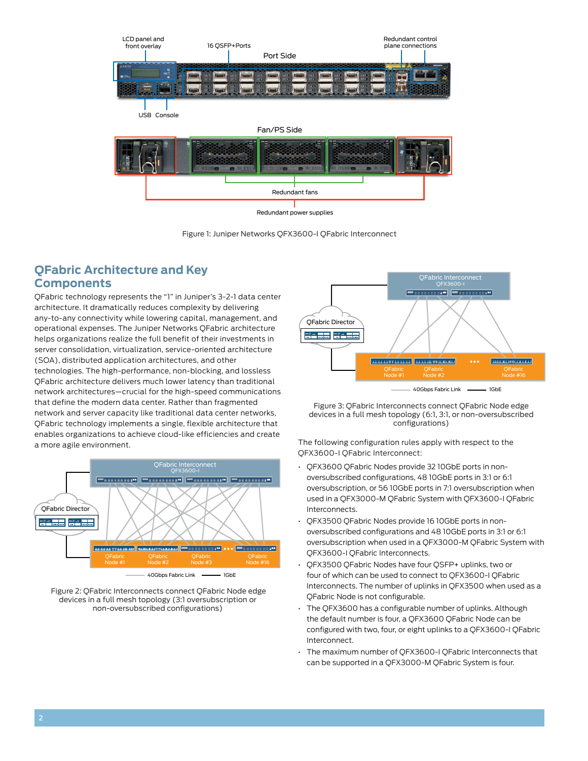Figure 1: Juniper Networks QFX3600-I QFabric Interconnect

## QFabric Architecture and Key Components

QFabric technology represents the "1" in Juniper's 3-2-1 data center architecture. It dramatically reduces complexity by delivering any-to-any connectivity while lowering capital, management, and operational expenses. The Juniper Networks QFabric architecture helps organizations realize the full benefit of their investments in server consolidation, virtualization, service-oriented architecture (SOA), distributed application architectures, and other technologies. The high-performance, non-blocking, and lossless QFabric architecture delivers much lower latency than traditional network architectures—crucial for the high-speed communications that define the modern data center. Rather than fragmented network and server capacity like traditional data center networks, QFabric technology implements a single, flexible architecture that enables organizations to achieve cloud-like efficiencies and create a more agile environment.

Figure 2: QFabric Interconnects connect QFabric Node edge devices in a full mesh topology (3:1 oversubscription or non-oversubscribed configurations)

Figure 3: QFabric Interconnects connect QFabric Node edge devices in a full mesh topology (6:1, 3:1, or non-oversubscribed configurations)

The following configuration rules apply with respect to the QFX3600-I QFabric Interconnect:

- QFX3600 QFabric Nodes provide 32 10GbE ports in non-oversubscribed configurations, 48 10GbE ports in 3:1 or 6:1 oversubscription, or 56 10GbE ports in 7:1 oversubscription when used in a QFX3000-M QFabric System with QFX3600-I QFabric Interconnects.
- QFX3500 QFabric Nodes provide 16 10GbE ports in non-oversubscribed configurations and 48 10GbE ports in 3:1 or 6:1 oversubscription when used in a QFX3000-M QFabric System with QFX3600-I QFabric Interconnects.
- QFX3500 QFabric Nodes have four QSFP+ uplinks, two or four of which can be used to connect to QFX3600-I QFabric Interconnects. The number of uplinks in QFX3500 when used as a QFabric Node is not configurable.
- The QFX3600 has a configurable number of uplinks. Although the default number is four, a QFX3600 QFabric Node can be configured with two, four, or eight uplinks to a QFX3600-I QFabric Interconnect.
- The maximum number of QFX3600-I QFabric Interconnects that can be supported in a QFX3000-M QFabric System is four.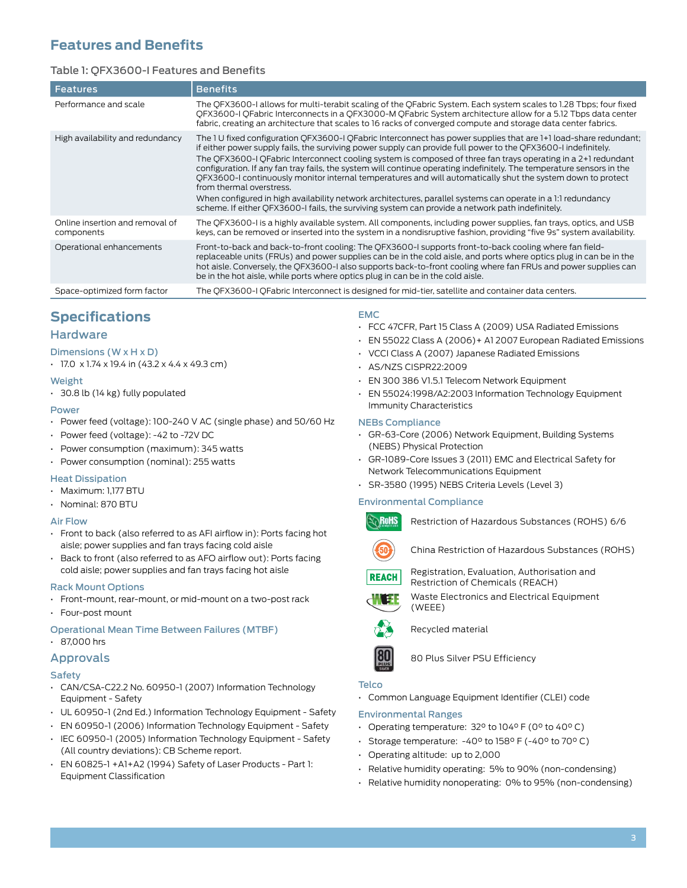## Features and Benefits

Table 1: QFX3600-I Features and Benefits

| Features | Benefits |
|---|---|
| Performance and scale | The QFX3600-I allows for multi-terabit scaling of the QFabric System. Each system scales to 1.28 Tbps; four fixed QFX3600-I QFabric Interconnects in a QFX3000-M QFabric System architecture allow for a 5.12 Tbps data center fabric, creating an architecture that scales to 16 racks of converged compute and storage data center fabrics. |
| High availability and redundancy | The 1 U fixed configuration QFX3600-I QFabric Interconnect has power supplies that are 1+1 load-share redundant; if either power supply fails, the surviving power supply can provide full power to the QFX3600-I indefinitely. The QFX3600-I QFabric Interconnect cooling system is composed of three fan trays operating in a 2+1 redundant configuration. If any fan tray fails, the system will continue operating indefinitely. The temperature sensors in the QFX3600-I continuously monitor internal temperatures and will automatically shut the system down to protect from thermal overstress. When configured in high availability network architectures, parallel systems can operate in a 1:1 redundancy scheme. If either QFX3600-I fails, the surviving system can provide a network path indefinitely. |
| Online insertion and removal of components | The QFX3600-I is a highly available system. All components, including power supplies, fan trays, optics, and USB keys, can be removed or inserted into the system in a nondisruptive fashion, providing "five 9s" system availability. |
| Operational enhancements | Front-to-back and back-to-front cooling: The QFX3600-I supports front-to-back cooling where fan field-replaceable units (FRUs) and power supplies can be in the cold aisle, and ports where optics plug in can be in the hot aisle. Conversely, the QFX3600-I also supports back-to-front cooling where fan FRUs and power supplies can be in the hot aisle, while ports where optics plug in can be in the cold aisle. |
| Space-optimized form factor | The QFX3600-I QFabric Interconnect is designed for mid-tier, satellite and container data centers. |

## Specifications

### Hardware

#### Dimensions (W x H x D)

- 17.0 x 1.74 x 19.4 in (43.2 x 4.4 x 49.3 cm)

#### Weight

- 30.8 lb (14 kg) fully populated

#### Power

- Power feed (voltage): 100-240 V AC (single phase) and 50/60 Hz
- Power feed (voltage): -42 to -72V DC
- Power consumption (maximum): 345 watts
- Power consumption (nominal): 255 watts

#### Heat Dissipation

- Maximum: 1,177 BTU
- Nominal: 870 BTU

#### Air Flow

- Front to back (also referred to as AFI airflow in): Ports facing hot aisle; power supplies and fan trays facing cold aisle
- Back to front (also referred to as AFO airflow out): Ports facing cold aisle; power supplies and fan trays facing hot aisle

#### Rack Mount Options

- Front-mount, rear-mount, or mid-mount on a two-post rack
- Four-post mount

#### Operational Mean Time Between Failures (MTBF)

- 87,000 hrs

### Approvals

#### Safety

- CAN/CSA-C22.2 No. 60950-1 (2007) Information Technology Equipment - Safety
- UL 60950-1 (2nd Ed.) Information Technology Equipment - Safety
- EN 60950-1 (2006) Information Technology Equipment - Safety
- IEC 60950-1 (2005) Information Technology Equipment - Safety (All country deviations): CB Scheme report.
- EN 60825-1 +A1+A2 (1994) Safety of Laser Products - Part 1: Equipment Classification

#### EMC

- FCC 47CFR, Part 15 Class A (2009) USA Radiated Emissions
- EN 55022 Class A (2006)+ A1 2007 European Radiated Emissions
- VCCI Class A (2007) Japanese Radiated Emissions
- AS/NZS CISPR22:2009
- EN 300 386 V1.5.1 Telecom Network Equipment
- EN 55024:1998/A2:2003 Information Technology Equipment Immunity Characteristics

#### NEBs Compliance

- GR-63-Core (2006) Network Equipment, Building Systems (NEBS) Physical Protection
- GR-1089-Core Issues 3 (2011) EMC and Electrical Safety for Network Telecommunications Equipment
- SR-3580 (1995) NEBS Criteria Levels (Level 3)

#### Environmental Compliance

- Restriction of Hazardous Substances (ROHS) 6/6
- China Restriction of Hazardous Substances (ROHS)
- Registration, Evaluation, Authorisation and Restriction of Chemicals (REACH)
- Waste Electronics and Electrical Equipment (WEEE)
- Recycled material
- 80 Plus Silver PSU Efficiency

#### Telco

- Common Language Equipment Identifier (CLEI) code

#### Environmental Ranges

- Operating temperature: 32° to 104° F (0° to 40° C)
- Storage temperature: -40° to 158° F (-40° to 70° C)
- Operating altitude: up to 2,000
- Relative humidity operating: 5% to 90% (non-condensing)
- Relative humidity nonoperating: 0% to 95% (non-condensing)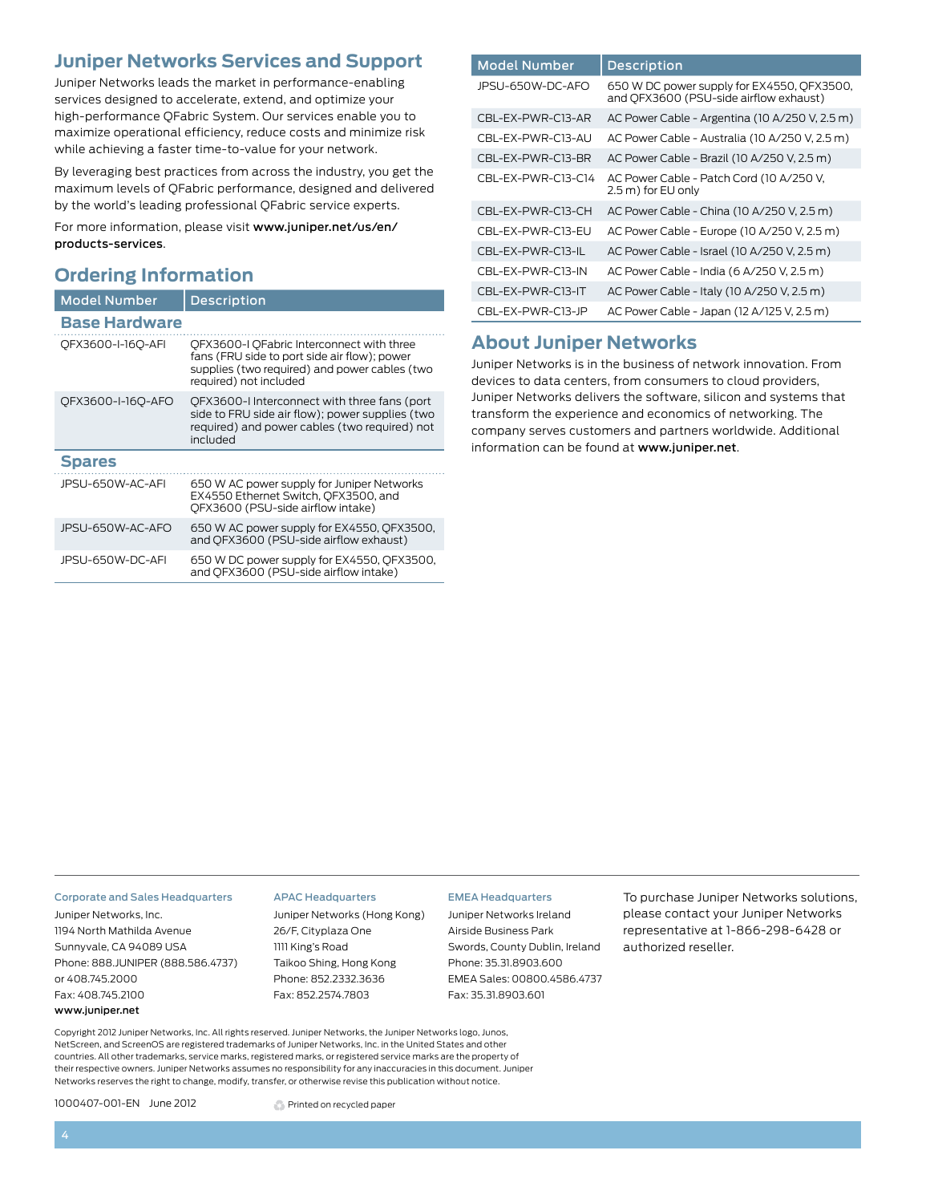## Juniper Networks Services and Support

Juniper Networks leads the market in performance-enabling services designed to accelerate, extend, and optimize your high-performance QFabric System. Our services enable you to maximize operational efficiency, reduce costs and minimize risk while achieving a faster time-to-value for your network.

By leveraging best practices from across the industry, you get the maximum levels of QFabric performance, designed and delivered by the world's leading professional QFabric service experts.

For more information, please visit **www.juniper.net/us/en/products-services**.

## Ordering Information

| Model Number | Description |
|---|---|
| **Base Hardware** | |
| QFX3600-I-16Q-AFI | QFX3600-I QFabric Interconnect with three fans (FRU side to port side air flow); power supplies (two required) and power cables (two required) not included |
| QFX3600-I-16Q-AFO | QFX3600-I Interconnect with three fans (port side to FRU side air flow); power supplies (two required) and power cables (two required) not included |
| **Spares** | |
| JPSU-650W-AC-AFI | 650 W AC power supply for Juniper Networks EX4550 Ethernet Switch, QFX3500, and QFX3600 (PSU-side airflow intake) |
| JPSU-650W-AC-AFO | 650 W AC power supply for EX4550, QFX3500, and QFX3600 (PSU-side airflow exhaust) |
| JPSU-650W-DC-AFI | 650 W DC power supply for EX4550, QFX3500, and QFX3600 (PSU-side airflow intake) |
| JPSU-650W-DC-AFO | 650 W DC power supply for EX4550, QFX3500, and QFX3600 (PSU-side airflow exhaust) |
| CBL-EX-PWR-C13-AR | AC Power Cable - Argentina (10 A/250 V, 2.5 m) |
| CBL-EX-PWR-C13-AU | AC Power Cable - Australia (10 A/250 V, 2.5 m) |
| CBL-EX-PWR-C13-BR | AC Power Cable - Brazil (10 A/250 V, 2.5 m) |
| CBL-EX-PWR-C13-C14 | AC Power Cable - Patch Cord (10 A/250 V, 2.5 m) for EU only |
| CBL-EX-PWR-C13-CH | AC Power Cable - China (10 A/250 V, 2.5 m) |
| CBL-EX-PWR-C13-EU | AC Power Cable - Europe (10 A/250 V, 2.5 m) |
| CBL-EX-PWR-C13-IL | AC Power Cable - Israel (10 A/250 V, 2.5 m) |
| CBL-EX-PWR-C13-IN | AC Power Cable - India (6 A/250 V, 2.5 m) |
| CBL-EX-PWR-C13-IT | AC Power Cable - Italy (10 A/250 V, 2.5 m) |
| CBL-EX-PWR-C13-JP | AC Power Cable - Japan (12 A/125 V, 2.5 m) |

## About Juniper Networks

Juniper Networks is in the business of network innovation. From devices to data centers, from consumers to cloud providers, Juniper Networks delivers the software, silicon and systems that transform the experience and economics of networking. The company serves customers and partners worldwide. Additional information can be found at **www.juniper.net**.

**Corporate and Sales Headquarters**
Juniper Networks, Inc.
1194 North Mathilda Avenue
Sunnyvale, CA 94089 USA
Phone: 888.JUNIPER (888.586.4737)
or 408.745.2000
Fax: 408.745.2100
**www.juniper.net**

**APAC Headquarters**
Juniper Networks (Hong Kong)
26/F, Cityplaza One
1111 King's Road
Taikoo Shing, Hong Kong
Phone: 852.2332.3636
Fax: 852.2574.7803

**EMEA Headquarters**
Juniper Networks Ireland
Airside Business Park
Swords, County Dublin, Ireland
Phone: 35.31.8903.600
EMEA Sales: 00800.4586.4737
Fax: 35.31.8903.601

To purchase Juniper Networks solutions, please contact your Juniper Networks representative at 1-866-298-6428 or authorized reseller.

Copyright 2012 Juniper Networks, Inc. All rights reserved. Juniper Networks, the Juniper Networks logo, Junos, NetScreen, and ScreenOS are registered trademarks of Juniper Networks, Inc. in the United States and other countries. All other trademarks, service marks, registered marks, or registered service marks are the property of their respective owners. Juniper Networks assumes no responsibility for any inaccuracies in this document. Juniper Networks reserves the right to change, modify, transfer, or otherwise revise this publication without notice.

1000407-001-EN June 2012

Printed on recycled paper